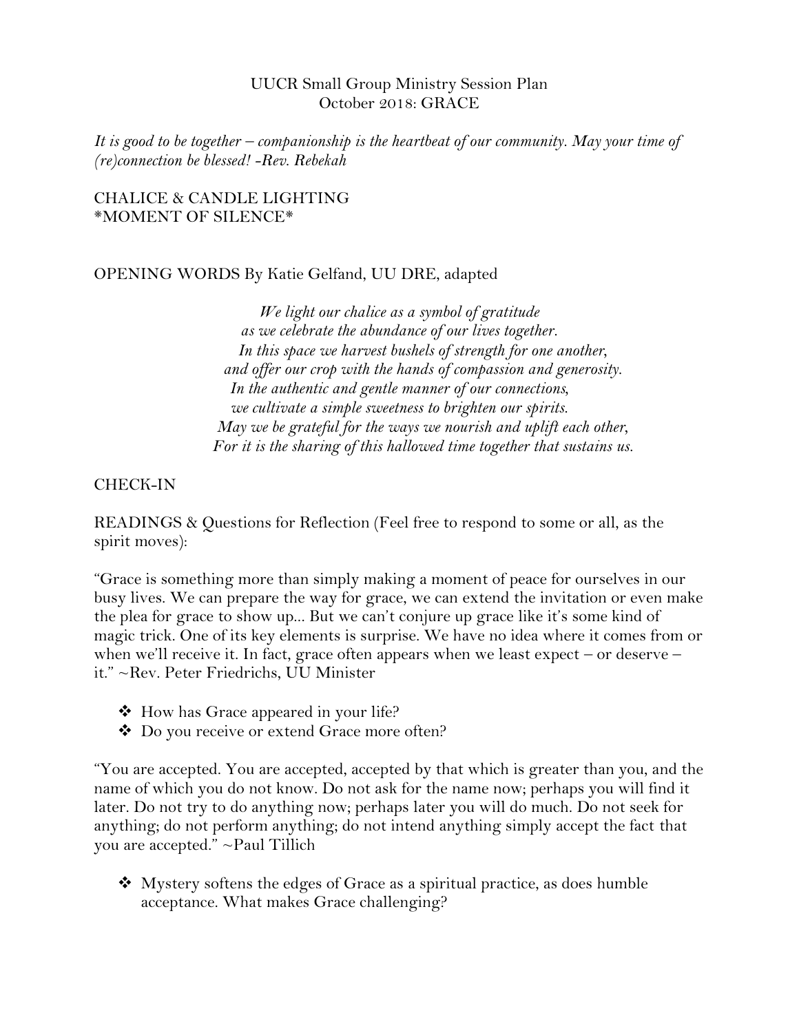UUCR Small Group Ministry Session Plan
October 2018: GRACE

*It is good to be together – companionship is the heartbeat of our community. May your time of (re)connection be blessed! -Rev. Rebekah*

CHALICE & CANDLE LIGHTING
*MOMENT OF SILENCE*

OPENING WORDS By Katie Gelfand, UU DRE, adapted

> *We light our chalice as a symbol of gratitude*
> *as we celebrate the abundance of our lives together.*
> *In this space we harvest bushels of strength for one another,*
> *and offer our crop with the hands of compassion and generosity.*
> *In the authentic and gentle manner of our connections,*
> *we cultivate a simple sweetness to brighten our spirits.*
> *May we be grateful for the ways we nourish and uplift each other,*
> *For it is the sharing of this hallowed time together that sustains us.*

CHECK-IN

READINGS & Questions for Reflection (Feel free to respond to some or all, as the spirit moves):

"Grace is something more than simply making a moment of peace for ourselves in our busy lives. We can prepare the way for grace, we can extend the invitation or even make the plea for grace to show up... But we can't conjure up grace like it's some kind of magic trick. One of its key elements is surprise. We have no idea where it comes from or when we'll receive it. In fact, grace often appears when we least expect – or deserve – it." ~Rev. Peter Friedrichs, UU Minister

- How has Grace appeared in your life?
- Do you receive or extend Grace more often?

"You are accepted. You are accepted, accepted by that which is greater than you, and the name of which you do not know. Do not ask for the name now; perhaps you will find it later. Do not try to do anything now; perhaps later you will do much. Do not seek for anything; do not perform anything; do not intend anything simply accept the fact that you are accepted." ~Paul Tillich

- Mystery softens the edges of Grace as a spiritual practice, as does humble acceptance. What makes Grace challenging?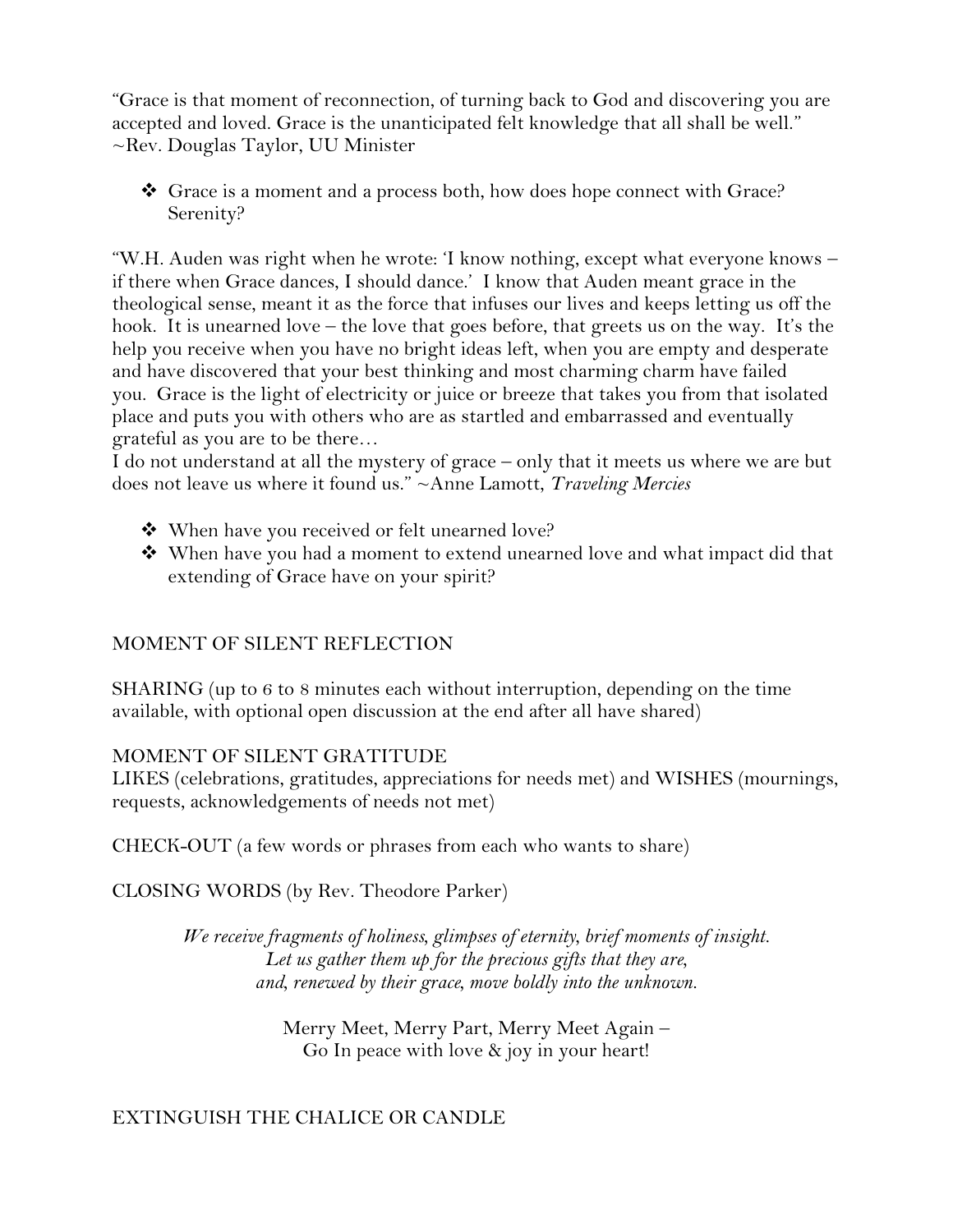"Grace is that moment of reconnection, of turning back to God and discovering you are accepted and loved. Grace is the unanticipated felt knowledge that all shall be well." ~Rev. Douglas Taylor, UU Minister

- Grace is a moment and a process both, how does hope connect with Grace? Serenity?

"W.H. Auden was right when he wrote: 'I know nothing, except what everyone knows – if there when Grace dances, I should dance.' I know that Auden meant grace in the theological sense, meant it as the force that infuses our lives and keeps letting us off the hook. It is unearned love – the love that goes before, that greets us on the way. It's the help you receive when you have no bright ideas left, when you are empty and desperate and have discovered that your best thinking and most charming charm have failed you. Grace is the light of electricity or juice or breeze that takes you from that isolated place and puts you with others who are as startled and embarrassed and eventually grateful as you are to be there…
I do not understand at all the mystery of grace – only that it meets us where we are but does not leave us where it found us." ~Anne Lamott, *Traveling Mercies*

- When have you received or felt unearned love?
- When have you had a moment to extend unearned love and what impact did that extending of Grace have on your spirit?

MOMENT OF SILENT REFLECTION

SHARING (up to 6 to 8 minutes each without interruption, depending on the time available, with optional open discussion at the end after all have shared)

MOMENT OF SILENT GRATITUDE
LIKES (celebrations, gratitudes, appreciations for needs met) and WISHES (mournings, requests, acknowledgements of needs not met)

CHECK-OUT (a few words or phrases from each who wants to share)

CLOSING WORDS (by Rev. Theodore Parker)

*We receive fragments of holiness, glimpses of eternity, brief moments of insight.*
*Let us gather them up for the precious gifts that they are,*
*and, renewed by their grace, move boldly into the unknown.*

Merry Meet, Merry Part, Merry Meet Again –
Go In peace with love & joy in your heart!

EXTINGUISH THE CHALICE OR CANDLE